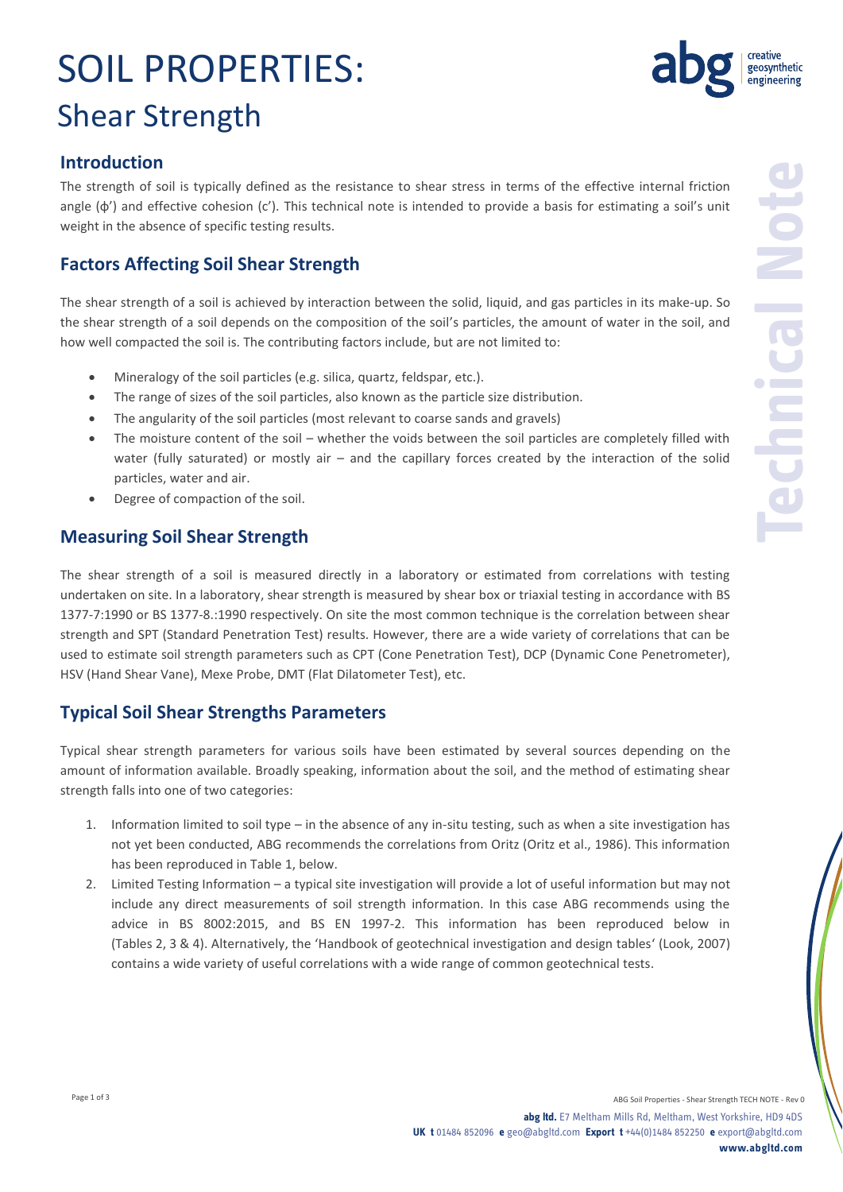# SOIL PROPERTIES:

## Shear Strength

### Introduction

The strength of soil is typically defined as the resistance to shear stress in terms of the effective internal friction angle (ϕ') and effective cohesion (c'). This technical note is intended to provide a basis for estimating a soil's unit weight in the absence of specific testing results.

### Factors Affecting Soil Shear Strength

The shear strength of a soil is achieved by interaction between the solid, liquid, and gas particles in its make-up. So the shear strength of a soil depends on the composition of the soil's particles, the amount of water in the soil, and how well compacted the soil is. The contributing factors include, but are not limited to:

- Mineralogy of the soil particles (e.g. silica, quartz, feldspar, etc.).
- The range of sizes of the soil particles, also known as the particle size distribution.
- The angularity of the soil particles (most relevant to coarse sands and gravels)
- The moisture content of the soil – whether the voids between the soil particles are completely filled with water (fully saturated) or mostly air – and the capillary forces created by the interaction of the solid particles, water and air.
- Degree of compaction of the soil.

### Measuring Soil Shear Strength

The shear strength of a soil is measured directly in a laboratory or estimated from correlations with testing undertaken on site. In a laboratory, shear strength is measured by shear box or triaxial testing in accordance with BS 1377-7:1990 or BS 1377-8.:1990 respectively. On site the most common technique is the correlation between shear strength and SPT (Standard Penetration Test) results. However, there are a wide variety of correlations that can be used to estimate soil strength parameters such as CPT (Cone Penetration Test), DCP (Dynamic Cone Penetrometer), HSV (Hand Shear Vane), Mexe Probe, DMT (Flat Dilatometer Test), etc.

### Typical Soil Shear Strengths Parameters

Typical shear strength parameters for various soils have been estimated by several sources depending on the amount of information available. Broadly speaking, information about the soil, and the method of estimating shear strength falls into one of two categories:

1. Information limited to soil type – in the absence of any in-situ testing, such as when a site investigation has not yet been conducted, ABG recommends the correlations from Oritz (Oritz et al., 1986). This information has been reproduced in Table 1, below.
2. Limited Testing Information – a typical site investigation will provide a lot of useful information but may not include any direct measurements of soil strength information. In this case ABG recommends using the advice in BS 8002:2015, and BS EN 1997-2. This information has been reproduced below in (Tables 2, 3 & 4). Alternatively, the 'Handbook of geotechnical investigation and design tables' (Look, 2007) contains a wide variety of useful correlations with a wide range of common geotechnical tests.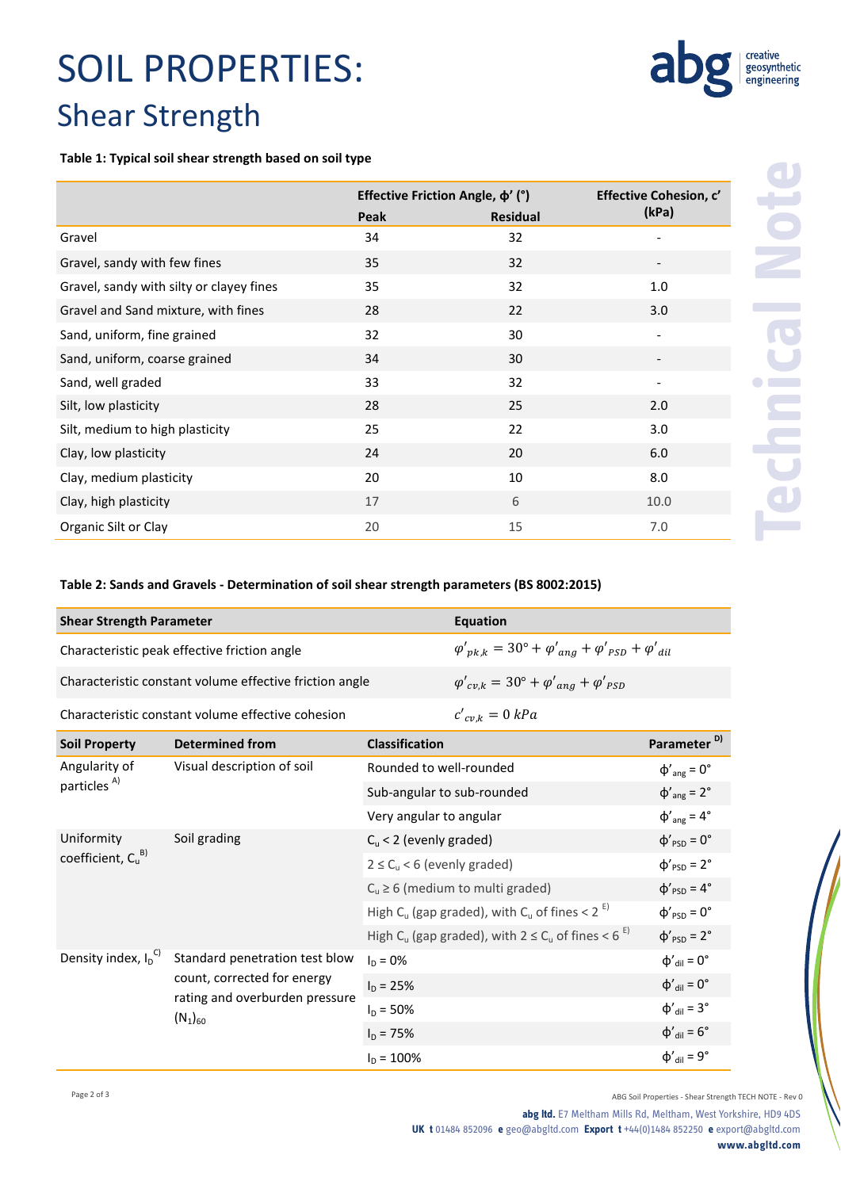# SOIL PROPERTIES:

## Shear Strength

**Table 1: Typical soil shear strength based on soil type**

| | Effective Friction Angle, ϕ' (°) | | Effective Cohesion, c' (kPa) |
|---|---|---|---|
| | Peak | Residual | |
| Gravel | 34 | 32 | - |
| Gravel, sandy with few fines | 35 | 32 | - |
| Gravel, sandy with silty or clayey fines | 35 | 32 | 1.0 |
| Gravel and Sand mixture, with fines | 28 | 22 | 3.0 |
| Sand, uniform, fine grained | 32 | 30 | - |
| Sand, uniform, coarse grained | 34 | 30 | - |
| Sand, well graded | 33 | 32 | - |
| Silt, low plasticity | 28 | 25 | 2.0 |
| Silt, medium to high plasticity | 25 | 22 | 3.0 |
| Clay, low plasticity | 24 | 20 | 6.0 |
| Clay, medium plasticity | 20 | 10 | 8.0 |
| Clay, high plasticity | 17 | 6 | 10.0 |
| Organic Silt or Clay | 20 | 15 | 7.0 |

**Table 2: Sands and Gravels - Determination of soil shear strength parameters (BS 8002:2015)**

| Shear Strength Parameter | Equation |
|---|---|
| Characteristic peak effective friction angle | $\varphi'_{pk,k} = 30° + \varphi'_{ang} + \varphi'_{PSD} + \varphi'_{dil}$ |
| Characteristic constant volume effective friction angle | $\varphi'_{cv,k} = 30° + \varphi'_{ang} + \varphi'_{PSD}$ |
| Characteristic constant volume effective cohesion | $c'_{cv,k} = 0\ kPa$ |

| Soil Property | Determined from | Classification | Parameter [D)] |
|---|---|---|---|
| Angularity of particles [A)] | Visual description of soil | Rounded to well-rounded | $\phi'_{ang} = 0°$ |
| | | Sub-angular to sub-rounded | $\phi'_{ang} = 2°$ |
| | | Very angular to angular | $\phi'_{ang} = 4°$ |
| Uniformity coefficient, $C_u$ [B)] | Soil grading | $C_u < 2$ (evenly graded) | $\phi'_{PSD} = 0°$ |
| | | $2 \le C_u < 6$ (evenly graded) | $\phi'_{PSD} = 2°$ |
| | | $C_u \ge 6$ (medium to multi graded) | $\phi'_{PSD} = 4°$ |
| | | High $C_u$ (gap graded), with $C_u$ of fines < 2 [E)] | $\phi'_{PSD} = 0°$ |
| | | High $C_u$ (gap graded), with $2 \le C_u$ of fines < 6 [E)] | $\phi'_{PSD} = 2°$ |
| Density index, $I_D$ [C)] | Standard penetration test blow count, corrected for energy rating and overburden pressure $(N_1)_{60}$ | $I_D = 0\%$ | $\phi'_{dil} = 0°$ |
| | | $I_D = 25\%$ | $\phi'_{dil} = 0°$ |
| | | $I_D = 50\%$ | $\phi'_{dil} = 3°$ |
| | | $I_D = 75\%$ | $\phi'_{dil} = 6°$ |
| | | $I_D = 100\%$ | $\phi'_{dil} = 9°$ |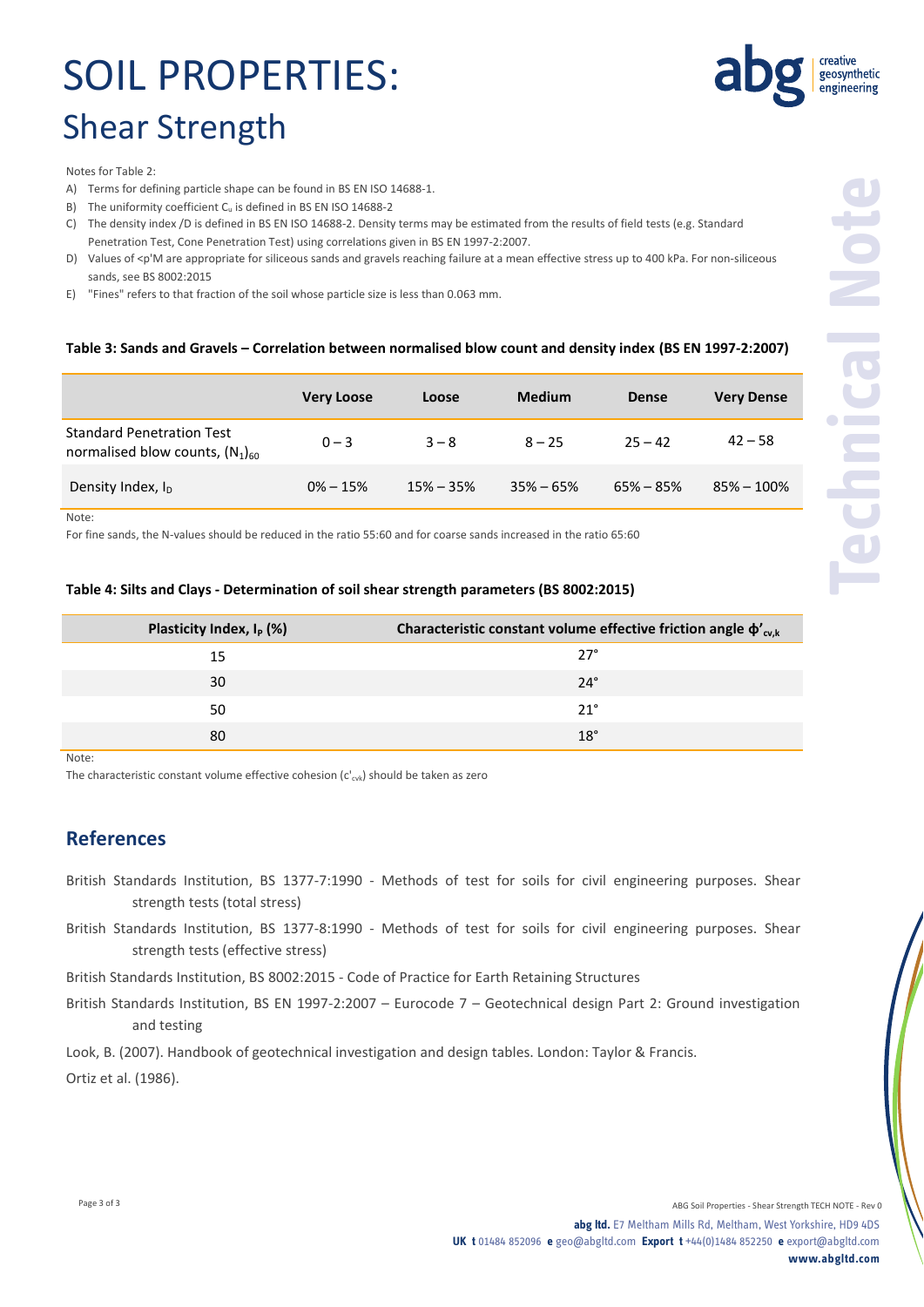# SOIL PROPERTIES:

## Shear Strength

Notes for Table 2:

A) Terms for defining particle shape can be found in BS EN ISO 14688-1.

B) The uniformity coefficient $C_u$ is defined in BS EN ISO 14688-2

C) The density index /D is defined in BS EN ISO 14688-2. Density terms may be estimated from the results of field tests (e.g. Standard Penetration Test, Cone Penetration Test) using correlations given in BS EN 1997-2:2007.

D) Values of <p'M are appropriate for siliceous sands and gravels reaching failure at a mean effective stress up to 400 kPa. For non-siliceous sands, see BS 8002:2015

E) "Fines" refers to that fraction of the soil whose particle size is less than 0.063 mm.

**Table 3: Sands and Gravels – Correlation between normalised blow count and density index (BS EN 1997-2:2007)**

| | Very Loose | Loose | Medium | Dense | Very Dense |
|---|---|---|---|---|---|
| Standard Penetration Test normalised blow counts, $(N_1)_{60}$ | 0 – 3 | 3 – 8 | 8 – 25 | 25 – 42 | 42 – 58 |
| Density Index, $I_D$ | 0% – 15% | 15% – 35% | 35% – 65% | 65% – 85% | 85% – 100% |

Note:
For fine sands, the N-values should be reduced in the ratio 55:60 and for coarse sands increased in the ratio 65:60

**Table 4: Silts and Clays - Determination of soil shear strength parameters (BS 8002:2015)**

| Plasticity Index, $I_P$ (%) | Characteristic constant volume effective friction angle $\phi'_{cv,k}$ |
|---|---|
| 15 | 27° |
| 30 | 24° |
| 50 | 21° |
| 80 | 18° |

Note:
The characteristic constant volume effective cohesion ($c'_{cvk}$) should be taken as zero

## References

British Standards Institution, BS 1377-7:1990 - Methods of test for soils for civil engineering purposes. Shear strength tests (total stress)

British Standards Institution, BS 1377-8:1990 - Methods of test for soils for civil engineering purposes. Shear strength tests (effective stress)

British Standards Institution, BS 8002:2015 - Code of Practice for Earth Retaining Structures

British Standards Institution, BS EN 1997-2:2007 – Eurocode 7 – Geotechnical design Part 2: Ground investigation and testing

Look, B. (2007). Handbook of geotechnical investigation and design tables. London: Taylor & Francis.

Ortiz et al. (1986).